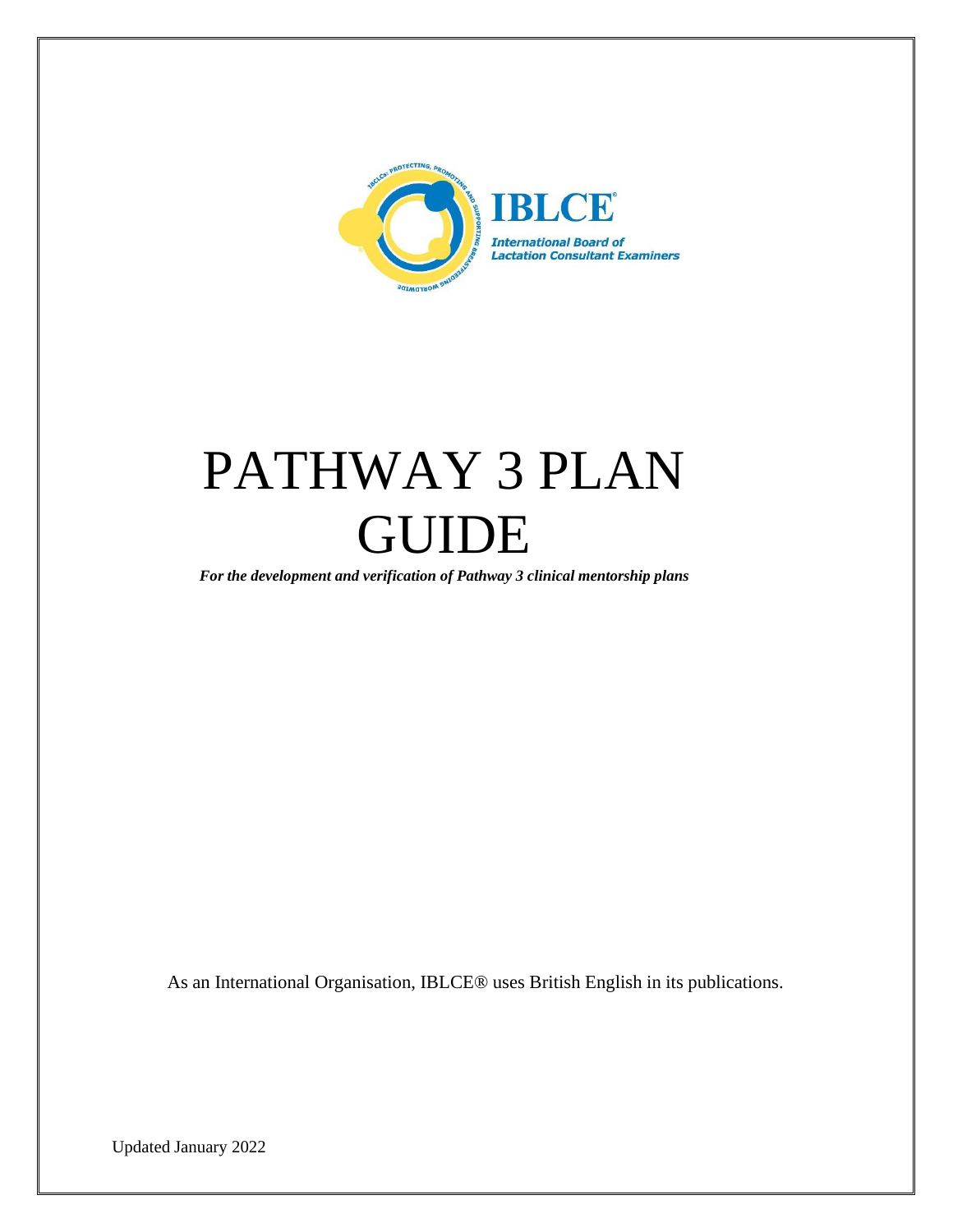IBLCE®

*International Board of Lactation Consultant Examiners*

# PATHWAY 3 PLAN GUIDE

***For the development and verification of Pathway 3 clinical mentorship plans***

As an International Organisation, IBLCE® uses British English in its publications.

Updated January 2022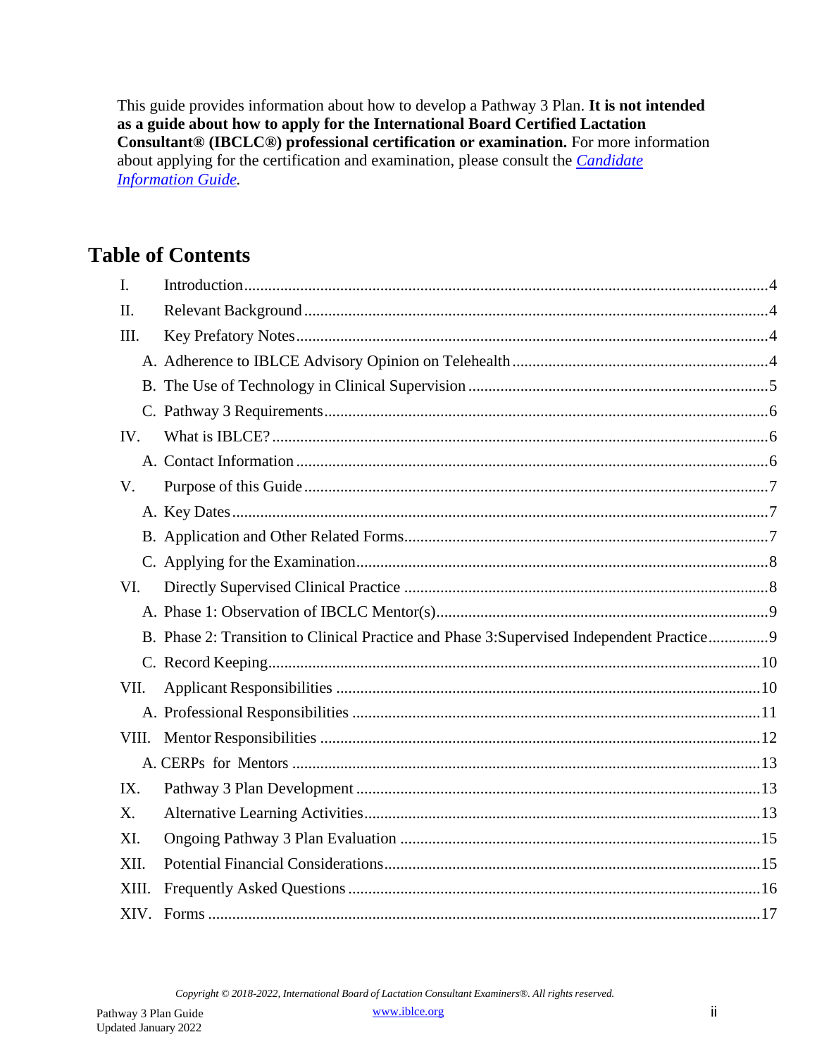This guide provides information about how to develop a Pathway 3 Plan. **It is not intended as a guide about how to apply for the International Board Certified Lactation Consultant® (IBCLC®) professional certification or examination.** For more information about applying for the certification and examination, please consult the *Candidate Information Guide*.

## Table of Contents

- I. Introduction ..... 4
- II. Relevant Background ..... 4
- III. Key Prefatory Notes ..... 4
  - A. Adherence to IBLCE Advisory Opinion on Telehealth ..... 4
  - B. The Use of Technology in Clinical Supervision ..... 5
  - C. Pathway 3 Requirements ..... 6
- IV. What is IBLCE? ..... 6
  - A. Contact Information ..... 6
- V. Purpose of this Guide ..... 7
  - A. Key Dates ..... 7
  - B. Application and Other Related Forms ..... 7
  - C. Applying for the Examination ..... 8
- VI. Directly Supervised Clinical Practice ..... 8
  - A. Phase 1: Observation of IBCLC Mentor(s) ..... 9
  - B. Phase 2: Transition to Clinical Practice and Phase 3:Supervised Independent Practice ..... 9
  - C. Record Keeping ..... 10
- VII. Applicant Responsibilities ..... 10
  - A. Professional Responsibilities ..... 11
- VIII. Mentor Responsibilities ..... 12
  - A. CERPs for Mentors ..... 13
- IX. Pathway 3 Plan Development ..... 13
- X. Alternative Learning Activities ..... 13
- XI. Ongoing Pathway 3 Plan Evaluation ..... 15
- XII. Potential Financial Considerations ..... 15
- XIII. Frequently Asked Questions ..... 16
- XIV. Forms ..... 17

*Copyright © 2018-2022, International Board of Lactation Consultant Examiners®. All rights reserved.*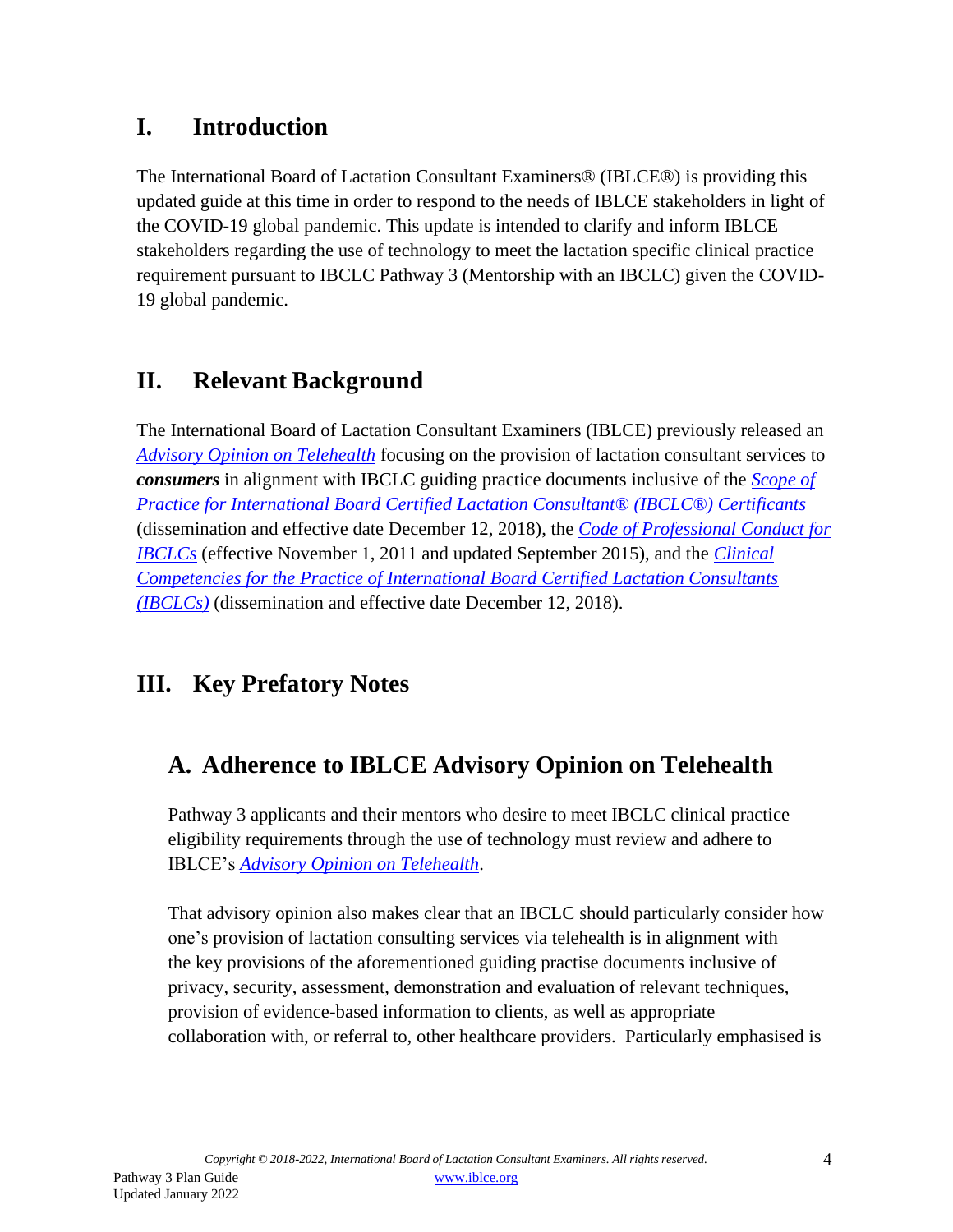# I. Introduction

The International Board of Lactation Consultant Examiners® (IBLCE®) is providing this updated guide at this time in order to respond to the needs of IBLCE stakeholders in light of the COVID-19 global pandemic. This update is intended to clarify and inform IBLCE stakeholders regarding the use of technology to meet the lactation specific clinical practice requirement pursuant to IBCLC Pathway 3 (Mentorship with an IBCLC) given the COVID-19 global pandemic.

# II. Relevant Background

The International Board of Lactation Consultant Examiners (IBLCE) previously released an *Advisory Opinion on Telehealth* focusing on the provision of lactation consultant services to ***consumers*** in alignment with IBCLC guiding practice documents inclusive of the *Scope of Practice for International Board Certified Lactation Consultant® (IBCLC®) Certificants* (dissemination and effective date December 12, 2018), the *Code of Professional Conduct for IBCLCs* (effective November 1, 2011 and updated September 2015), and the *Clinical Competencies for the Practice of International Board Certified Lactation Consultants (IBCLCs)* (dissemination and effective date December 12, 2018).

# III. Key Prefatory Notes

## A. Adherence to IBLCE Advisory Opinion on Telehealth

Pathway 3 applicants and their mentors who desire to meet IBCLC clinical practice eligibility requirements through the use of technology must review and adhere to IBLCE's *Advisory Opinion on Telehealth*.

That advisory opinion also makes clear that an IBCLC should particularly consider how one's provision of lactation consulting services via telehealth is in alignment with the key provisions of the aforementioned guiding practise documents inclusive of privacy, security, assessment, demonstration and evaluation of relevant techniques, provision of evidence-based information to clients, as well as appropriate collaboration with, or referral to, other healthcare providers. Particularly emphasised is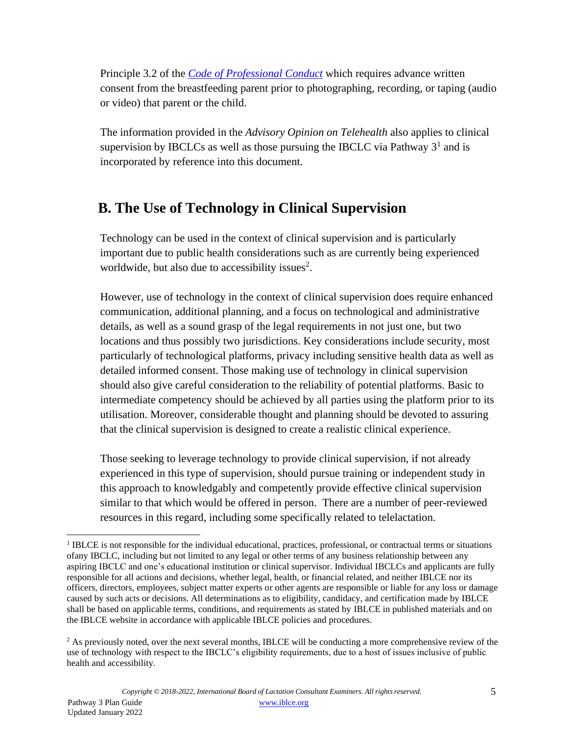Principle 3.2 of the *Code of Professional Conduct* which requires advance written consent from the breastfeeding parent prior to photographing, recording, or taping (audio or video) that parent or the child.

The information provided in the *Advisory Opinion on Telehealth* also applies to clinical supervision by IBCLCs as well as those pursuing the IBCLC via Pathway 3[1] and is incorporated by reference into this document.

## B. The Use of Technology in Clinical Supervision

Technology can be used in the context of clinical supervision and is particularly important due to public health considerations such as are currently being experienced worldwide, but also due to accessibility issues[2].

However, use of technology in the context of clinical supervision does require enhanced communication, additional planning, and a focus on technological and administrative details, as well as a sound grasp of the legal requirements in not just one, but two locations and thus possibly two jurisdictions. Key considerations include security, most particularly of technological platforms, privacy including sensitive health data as well as detailed informed consent. Those making use of technology in clinical supervision should also give careful consideration to the reliability of potential platforms. Basic to intermediate competency should be achieved by all parties using the platform prior to its utilisation. Moreover, considerable thought and planning should be devoted to assuring that the clinical supervision is designed to create a realistic clinical experience.

Those seeking to leverage technology to provide clinical supervision, if not already experienced in this type of supervision, should pursue training or independent study in this approach to knowledgably and competently provide effective clinical supervision similar to that which would be offered in person. There are a number of peer-reviewed resources in this regard, including some specifically related to telelactation.

---

[1] IBCLCE is not responsible for the individual educational, practices, professional, or contractual terms or situations ofany IBCLC, including but not limited to any legal or other terms of any business relationship between any aspiring IBCLC and one's educational institution or clinical supervisor. Individual IBCLCs and applicants are fully responsible for all actions and decisions, whether legal, health, or financial related, and neither IBCLCE nor its officers, directors, employees, subject matter experts or other agents are responsible or liable for any loss or damage caused by such acts or decisions. All determinations as to eligibility, candidacy, and certification made by IBCLCE shall be based on applicable terms, conditions, and requirements as stated by IBCLCE in published materials and on the IBCLCE website in accordance with applicable IBCLCE policies and procedures.

[2] As previously noted, over the next several months, IBCLCE will be conducting a more comprehensive review of the use of technology with respect to the IBCLC's eligibility requirements, due to a host of issues inclusive of public health and accessibility.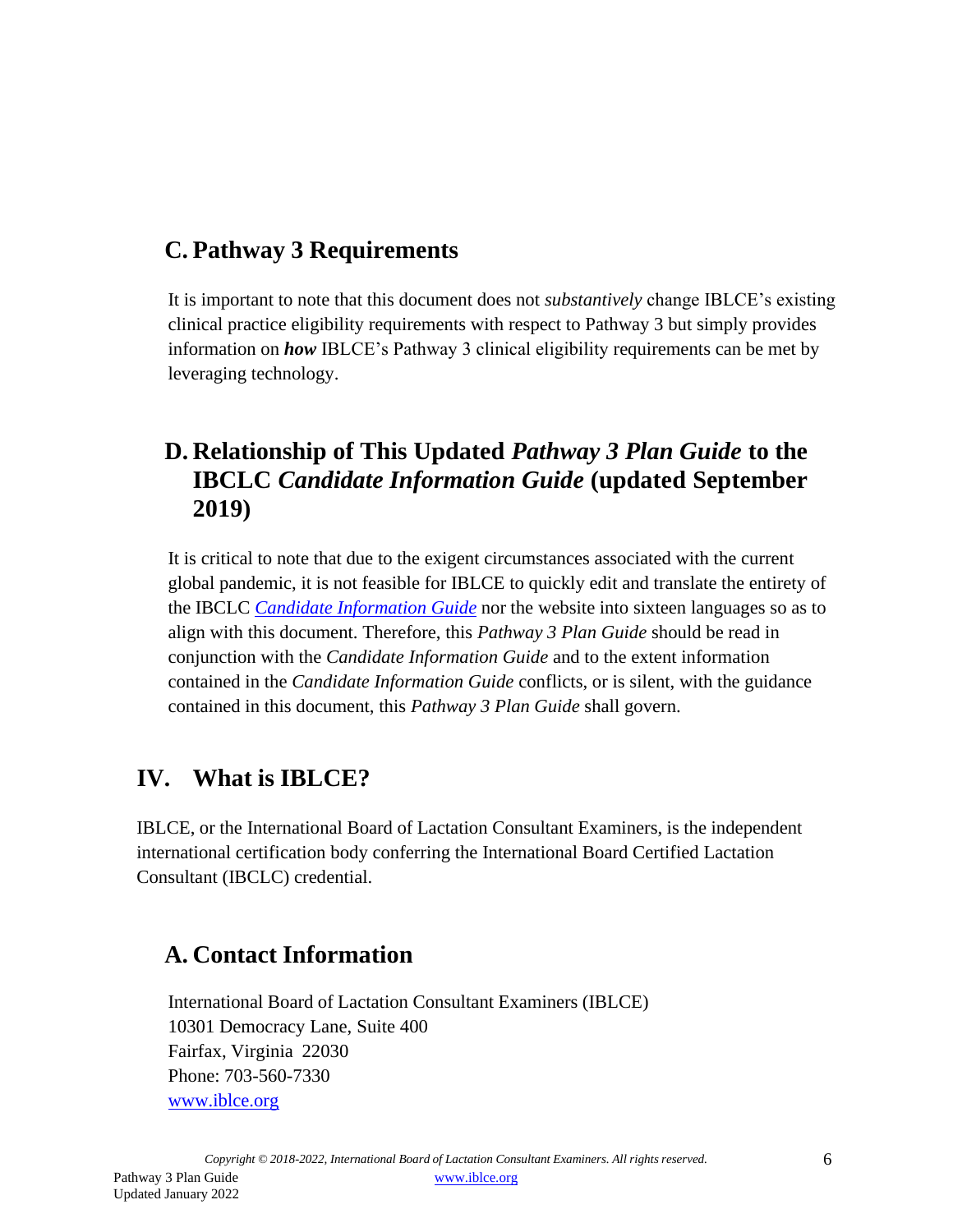### C. Pathway 3 Requirements

It is important to note that this document does not *substantively* change IBLCE's existing clinical practice eligibility requirements with respect to Pathway 3 but simply provides information on ***how*** IBLCE's Pathway 3 clinical eligibility requirements can be met by leveraging technology.

### D. Relationship of This Updated *Pathway 3 Plan Guide* to the IBCLC *Candidate Information Guide* (updated September 2019)

It is critical to note that due to the exigent circumstances associated with the current global pandemic, it is not feasible for IBLCE to quickly edit and translate the entirety of the IBCLC [*Candidate Information Guide*]() nor the website into sixteen languages so as to align with this document. Therefore, this *Pathway 3 Plan Guide* should be read in conjunction with the *Candidate Information Guide* and to the extent information contained in the *Candidate Information Guide* conflicts, or is silent, with the guidance contained in this document, this *Pathway 3 Plan Guide* shall govern.

## IV. What is IBLCE?

IBLCE, or the International Board of Lactation Consultant Examiners, is the independent international certification body conferring the International Board Certified Lactation Consultant (IBCLC) credential.

### A. Contact Information

International Board of Lactation Consultant Examiners (IBLCE)
10301 Democracy Lane, Suite 400
Fairfax, Virginia 22030
Phone: 703-560-7330
[www.iblce.org](http://www.iblce.org)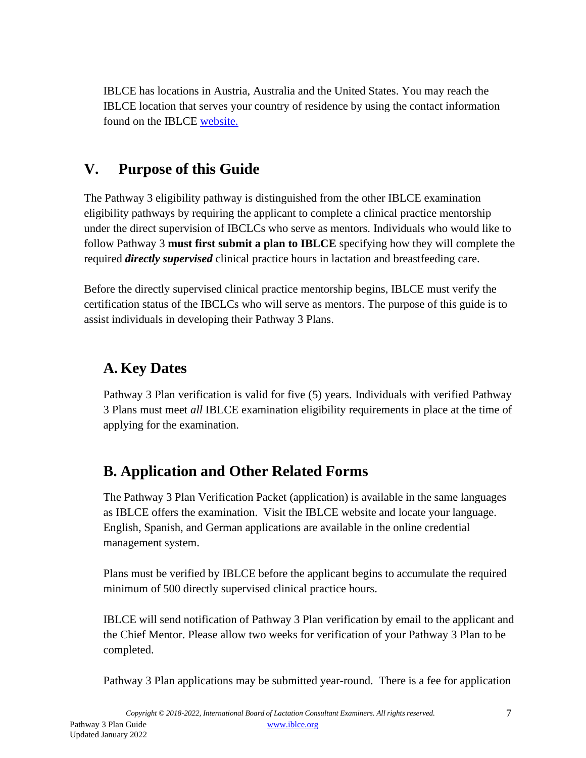IBLCE has locations in Austria, Australia and the United States. You may reach the IBLCE location that serves your country of residence by using the contact information found on the IBLCE [website.](https://www.iblce.org)

## V. Purpose of this Guide

The Pathway 3 eligibility pathway is distinguished from the other IBLCE examination eligibility pathways by requiring the applicant to complete a clinical practice mentorship under the direct supervision of IBCLCs who serve as mentors. Individuals who would like to follow Pathway 3 **must first submit a plan to IBLCE** specifying how they will complete the required ***directly supervised*** clinical practice hours in lactation and breastfeeding care.

Before the directly supervised clinical practice mentorship begins, IBLCE must verify the certification status of the IBCLCs who will serve as mentors. The purpose of this guide is to assist individuals in developing their Pathway 3 Plans.

### A. Key Dates

Pathway 3 Plan verification is valid for five (5) years. Individuals with verified Pathway 3 Plans must meet *all* IBLCE examination eligibility requirements in place at the time of applying for the examination.

### B. Application and Other Related Forms

The Pathway 3 Plan Verification Packet (application) is available in the same languages as IBLCE offers the examination. Visit the IBLCE website and locate your language. English, Spanish, and German applications are available in the online credential management system.

Plans must be verified by IBLCE before the applicant begins to accumulate the required minimum of 500 directly supervised clinical practice hours.

IBLCE will send notification of Pathway 3 Plan verification by email to the applicant and the Chief Mentor. Please allow two weeks for verification of your Pathway 3 Plan to be completed.

Pathway 3 Plan applications may be submitted year-round. There is a fee for application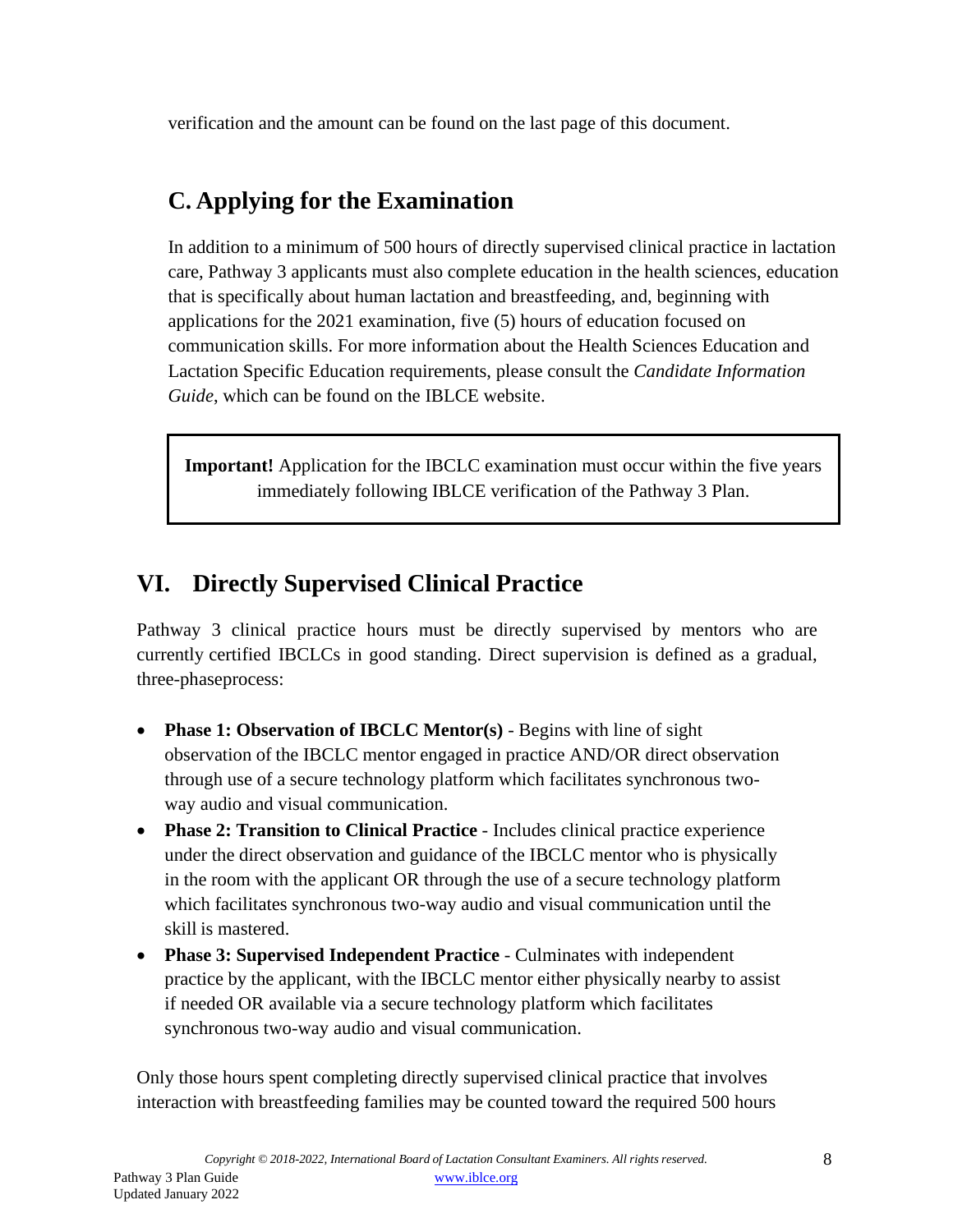verification and the amount can be found on the last page of this document.

## C. Applying for the Examination

In addition to a minimum of 500 hours of directly supervised clinical practice in lactation care, Pathway 3 applicants must also complete education in the health sciences, education that is specifically about human lactation and breastfeeding, and, beginning with applications for the 2021 examination, five (5) hours of education focused on communication skills. For more information about the Health Sciences Education and Lactation Specific Education requirements, please consult the *Candidate Information Guide*, which can be found on the IBLCE website.

> **Important!** Application for the IBCLC examination must occur within the five years immediately following IBLCE verification of the Pathway 3 Plan.

# VI. Directly Supervised Clinical Practice

Pathway 3 clinical practice hours must be directly supervised by mentors who are currently certified IBCLCs in good standing. Direct supervision is defined as a gradual, three-phaseprocess:

- **Phase 1: Observation of IBCLC Mentor(s)** - Begins with line of sight observation of the IBCLC mentor engaged in practice AND/OR direct observation through use of a secure technology platform which facilitates synchronous two-way audio and visual communication.
- **Phase 2: Transition to Clinical Practice** - Includes clinical practice experience under the direct observation and guidance of the IBCLC mentor who is physically in the room with the applicant OR through the use of a secure technology platform which facilitates synchronous two-way audio and visual communication until the skill is mastered.
- **Phase 3: Supervised Independent Practice** - Culminates with independent practice by the applicant, with the IBCLC mentor either physically nearby to assist if needed OR available via a secure technology platform which facilitates synchronous two-way audio and visual communication.

Only those hours spent completing directly supervised clinical practice that involves interaction with breastfeeding families may be counted toward the required 500 hours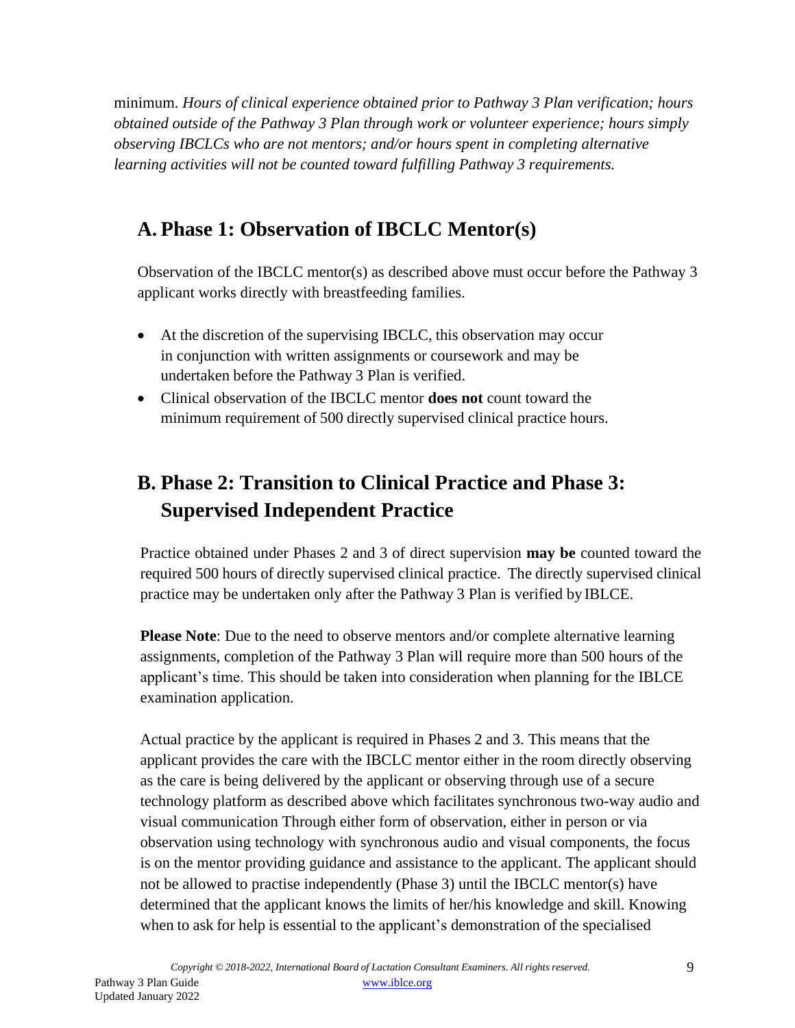minimum. *Hours of clinical experience obtained prior to Pathway 3 Plan verification; hours obtained outside of the Pathway 3 Plan through work or volunteer experience; hours simply observing IBCLCs who are not mentors; and/or hours spent in completing alternative learning activities will not be counted toward fulfilling Pathway 3 requirements.*

## A. Phase 1: Observation of IBCLC Mentor(s)

Observation of the IBCLC mentor(s) as described above must occur before the Pathway 3 applicant works directly with breastfeeding families.

- At the discretion of the supervising IBCLC, this observation may occur in conjunction with written assignments or coursework and may be undertaken before the Pathway 3 Plan is verified.
- Clinical observation of the IBCLC mentor **does not** count toward the minimum requirement of 500 directly supervised clinical practice hours.

## B. Phase 2: Transition to Clinical Practice and Phase 3: Supervised Independent Practice

Practice obtained under Phases 2 and 3 of direct supervision **may be** counted toward the required 500 hours of directly supervised clinical practice. The directly supervised clinical practice may be undertaken only after the Pathway 3 Plan is verified by IBLCE.

**Please Note**: Due to the need to observe mentors and/or complete alternative learning assignments, completion of the Pathway 3 Plan will require more than 500 hours of the applicant's time. This should be taken into consideration when planning for the IBLCE examination application.

Actual practice by the applicant is required in Phases 2 and 3. This means that the applicant provides the care with the IBCLC mentor either in the room directly observing as the care is being delivered by the applicant or observing through use of a secure technology platform as described above which facilitates synchronous two-way audio and visual communication Through either form of observation, either in person or via observation using technology with synchronous audio and visual components, the focus is on the mentor providing guidance and assistance to the applicant. The applicant should not be allowed to practise independently (Phase 3) until the IBCLC mentor(s) have determined that the applicant knows the limits of her/his knowledge and skill. Knowing when to ask for help is essential to the applicant's demonstration of the specialised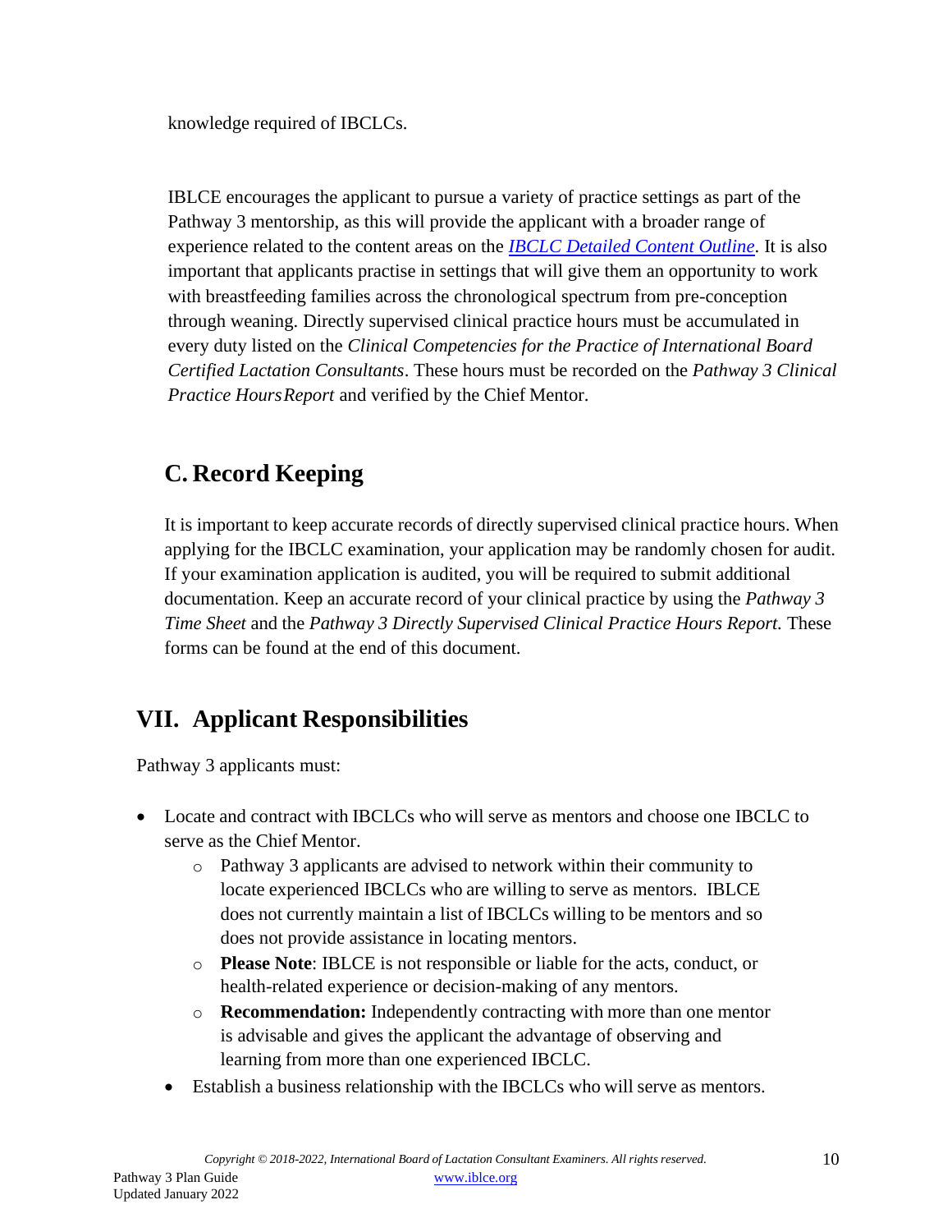knowledge required of IBCLCs.

IBLCE encourages the applicant to pursue a variety of practice settings as part of the Pathway 3 mentorship, as this will provide the applicant with a broader range of experience related to the content areas on the [*IBCLC Detailed Content Outline*](). It is also important that applicants practise in settings that will give them an opportunity to work with breastfeeding families across the chronological spectrum from pre-conception through weaning. Directly supervised clinical practice hours must be accumulated in every duty listed on the *Clinical Competencies for the Practice of International Board Certified Lactation Consultants*. These hours must be recorded on the *Pathway 3 Clinical Practice Hours Report* and verified by the Chief Mentor.

## C. Record Keeping

It is important to keep accurate records of directly supervised clinical practice hours. When applying for the IBCLC examination, your application may be randomly chosen for audit. If your examination application is audited, you will be required to submit additional documentation. Keep an accurate record of your clinical practice by using the *Pathway 3 Time Sheet* and the *Pathway 3 Directly Supervised Clinical Practice Hours Report.* These forms can be found at the end of this document.

# VII. Applicant Responsibilities

Pathway 3 applicants must:

- Locate and contract with IBCLCs who will serve as mentors and choose one IBCLC to serve as the Chief Mentor.
  - Pathway 3 applicants are advised to network within their community to locate experienced IBCLCs who are willing to serve as mentors. IBLCE does not currently maintain a list of IBCLCs willing to be mentors and so does not provide assistance in locating mentors.
  - **Please Note**: IBLCE is not responsible or liable for the acts, conduct, or health-related experience or decision-making of any mentors.
  - **Recommendation:** Independently contracting with more than one mentor is advisable and gives the applicant the advantage of observing and learning from more than one experienced IBCLC.
- Establish a business relationship with the IBCLCs who will serve as mentors.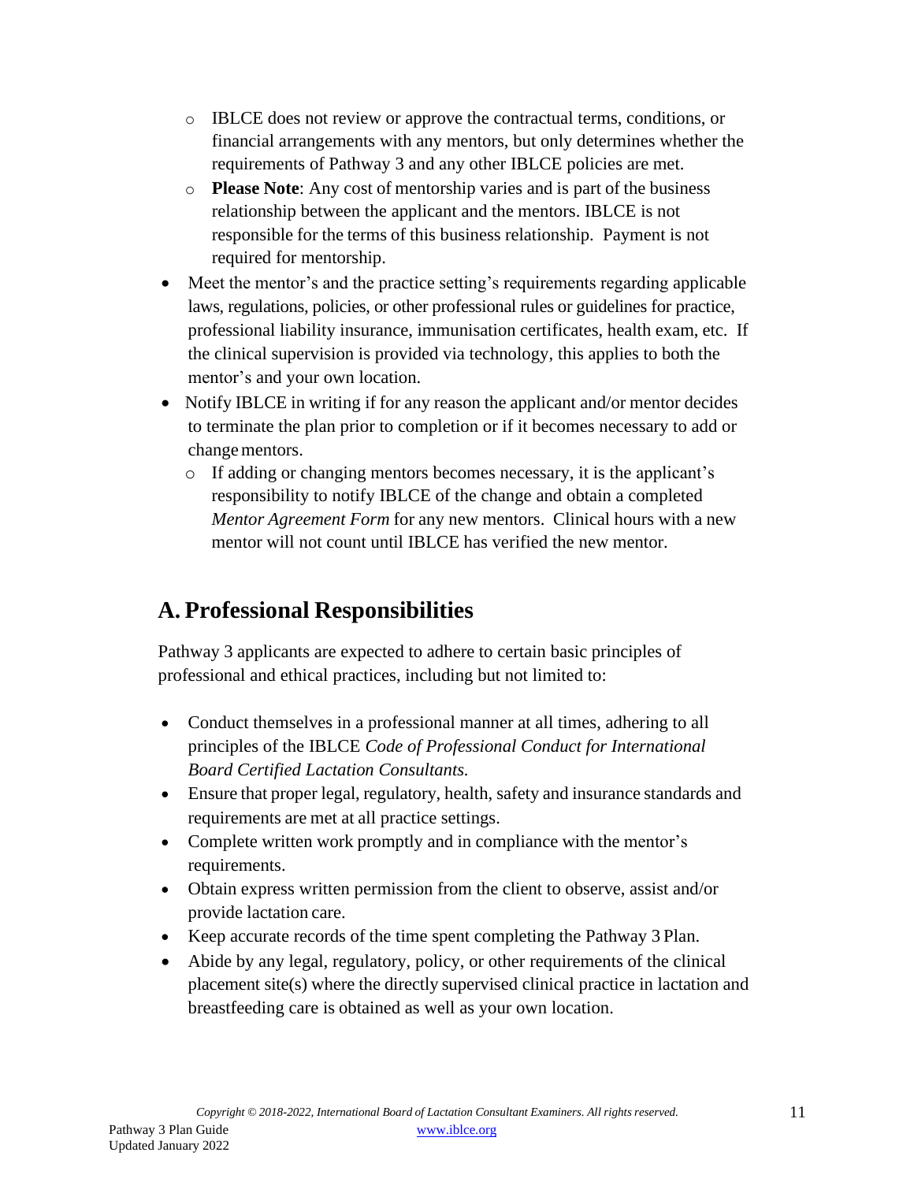- IBLCE does not review or approve the contractual terms, conditions, or financial arrangements with any mentors, but only determines whether the requirements of Pathway 3 and any other IBLCE policies are met.
  - **Please Note**: Any cost of mentorship varies and is part of the business relationship between the applicant and the mentors. IBLCE is not responsible for the terms of this business relationship. Payment is not required for mentorship.
- Meet the mentor's and the practice setting's requirements regarding applicable laws, regulations, policies, or other professional rules or guidelines for practice, professional liability insurance, immunisation certificates, health exam, etc. If the clinical supervision is provided via technology, this applies to both the mentor's and your own location.
- Notify IBLCE in writing if for any reason the applicant and/or mentor decides to terminate the plan prior to completion or if it becomes necessary to add or change mentors.
  - If adding or changing mentors becomes necessary, it is the applicant's responsibility to notify IBLCE of the change and obtain a completed *Mentor Agreement Form* for any new mentors. Clinical hours with a new mentor will not count until IBLCE has verified the new mentor.

## A. Professional Responsibilities

Pathway 3 applicants are expected to adhere to certain basic principles of professional and ethical practices, including but not limited to:

- Conduct themselves in a professional manner at all times, adhering to all principles of the IBLCE *Code of Professional Conduct for International Board Certified Lactation Consultants.*
- Ensure that proper legal, regulatory, health, safety and insurance standards and requirements are met at all practice settings.
- Complete written work promptly and in compliance with the mentor's requirements.
- Obtain express written permission from the client to observe, assist and/or provide lactation care.
- Keep accurate records of the time spent completing the Pathway 3 Plan.
- Abide by any legal, regulatory, policy, or other requirements of the clinical placement site(s) where the directly supervised clinical practice in lactation and breastfeeding care is obtained as well as your own location.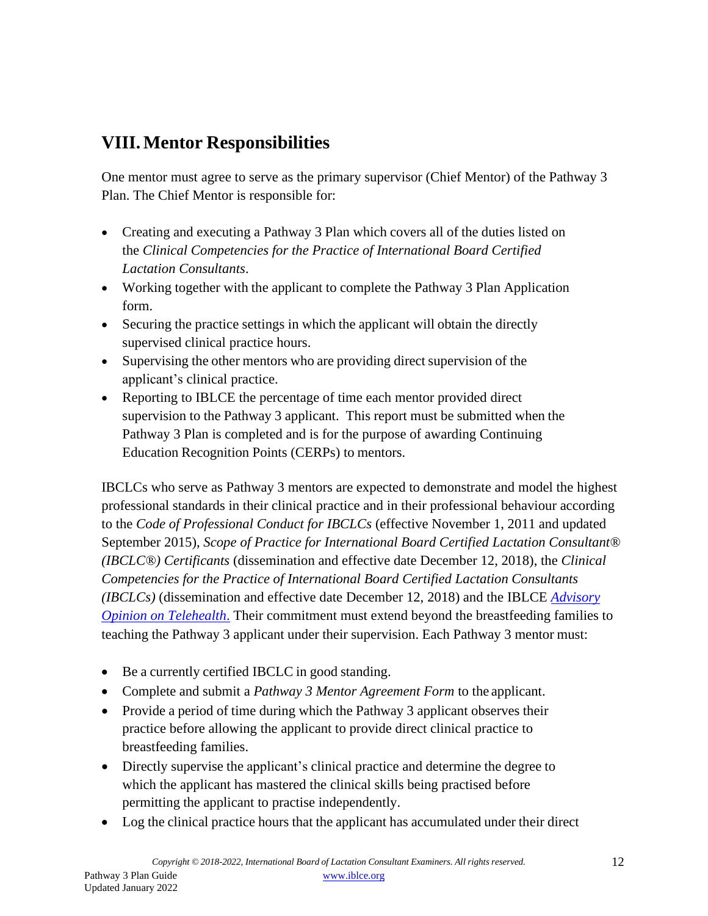## VIII. Mentor Responsibilities

One mentor must agree to serve as the primary supervisor (Chief Mentor) of the Pathway 3 Plan. The Chief Mentor is responsible for:

- Creating and executing a Pathway 3 Plan which covers all of the duties listed on the *Clinical Competencies for the Practice of International Board Certified Lactation Consultants*.
- Working together with the applicant to complete the Pathway 3 Plan Application form.
- Securing the practice settings in which the applicant will obtain the directly supervised clinical practice hours.
- Supervising the other mentors who are providing direct supervision of the applicant's clinical practice.
- Reporting to IBLCE the percentage of time each mentor provided direct supervision to the Pathway 3 applicant. This report must be submitted when the Pathway 3 Plan is completed and is for the purpose of awarding Continuing Education Recognition Points (CERPs) to mentors.

IBCLCs who serve as Pathway 3 mentors are expected to demonstrate and model the highest professional standards in their clinical practice and in their professional behaviour according to the *Code of Professional Conduct for IBCLCs* (effective November 1, 2011 and updated September 2015), *Scope of Practice for International Board Certified Lactation Consultant® (IBCLC®) Certificants* (dissemination and effective date December 12, 2018), the *Clinical Competencies for the Practice of International Board Certified Lactation Consultants (IBCLCs)* (dissemination and effective date December 12, 2018) and the IBLCE *Advisory Opinion on Telehealth*. Their commitment must extend beyond the breastfeeding families to teaching the Pathway 3 applicant under their supervision. Each Pathway 3 mentor must:

- Be a currently certified IBCLC in good standing.
- Complete and submit a *Pathway 3 Mentor Agreement Form* to the applicant.
- Provide a period of time during which the Pathway 3 applicant observes their practice before allowing the applicant to provide direct clinical practice to breastfeeding families.
- Directly supervise the applicant's clinical practice and determine the degree to which the applicant has mastered the clinical skills being practised before permitting the applicant to practise independently.
- Log the clinical practice hours that the applicant has accumulated under their direct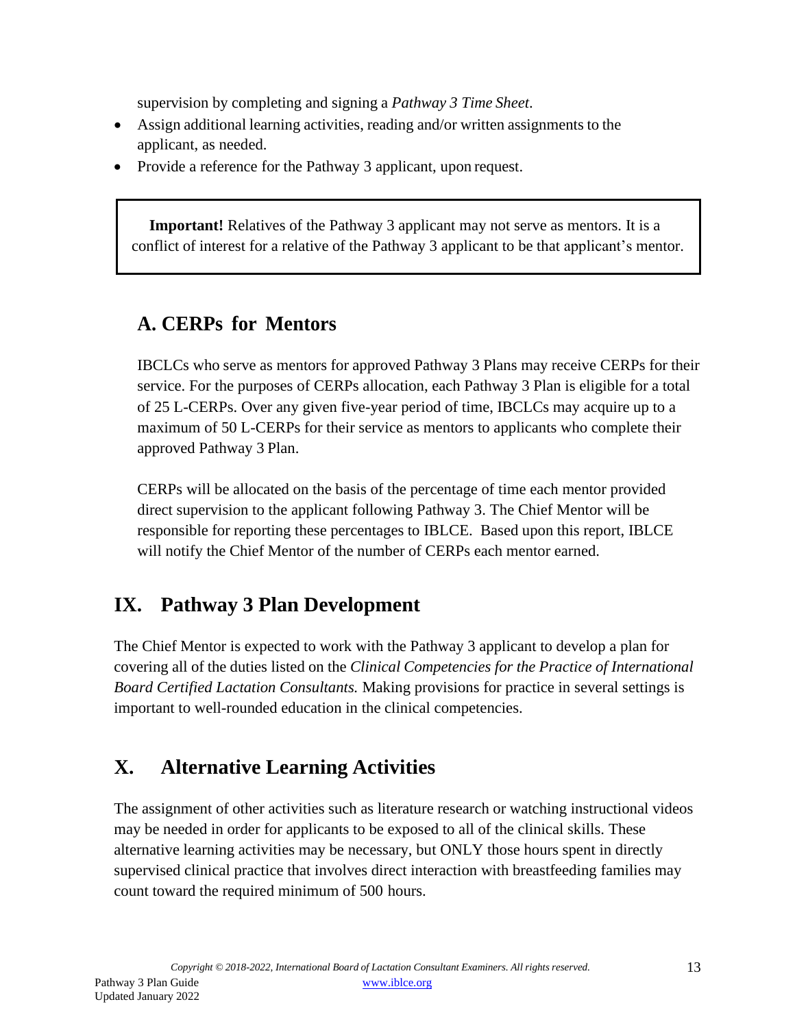supervision by completing and signing a *Pathway 3 Time Sheet*.

- Assign additional learning activities, reading and/or written assignments to the applicant, as needed.
- Provide a reference for the Pathway 3 applicant, upon request.

> **Important!** Relatives of the Pathway 3 applicant may not serve as mentors. It is a conflict of interest for a relative of the Pathway 3 applicant to be that applicant's mentor.

### A. CERPs for Mentors

IBCLCs who serve as mentors for approved Pathway 3 Plans may receive CERPs for their service. For the purposes of CERPs allocation, each Pathway 3 Plan is eligible for a total of 25 L-CERPs. Over any given five-year period of time, IBCLCs may acquire up to a maximum of 50 L-CERPs for their service as mentors to applicants who complete their approved Pathway 3 Plan.

CERPs will be allocated on the basis of the percentage of time each mentor provided direct supervision to the applicant following Pathway 3. The Chief Mentor will be responsible for reporting these percentages to IBLCE. Based upon this report, IBLCE will notify the Chief Mentor of the number of CERPs each mentor earned.

## IX. Pathway 3 Plan Development

The Chief Mentor is expected to work with the Pathway 3 applicant to develop a plan for covering all of the duties listed on the *Clinical Competencies for the Practice of International Board Certified Lactation Consultants.* Making provisions for practice in several settings is important to well-rounded education in the clinical competencies.

## X. Alternative Learning Activities

The assignment of other activities such as literature research or watching instructional videos may be needed in order for applicants to be exposed to all of the clinical skills. These alternative learning activities may be necessary, but ONLY those hours spent in directly supervised clinical practice that involves direct interaction with breastfeeding families may count toward the required minimum of 500 hours.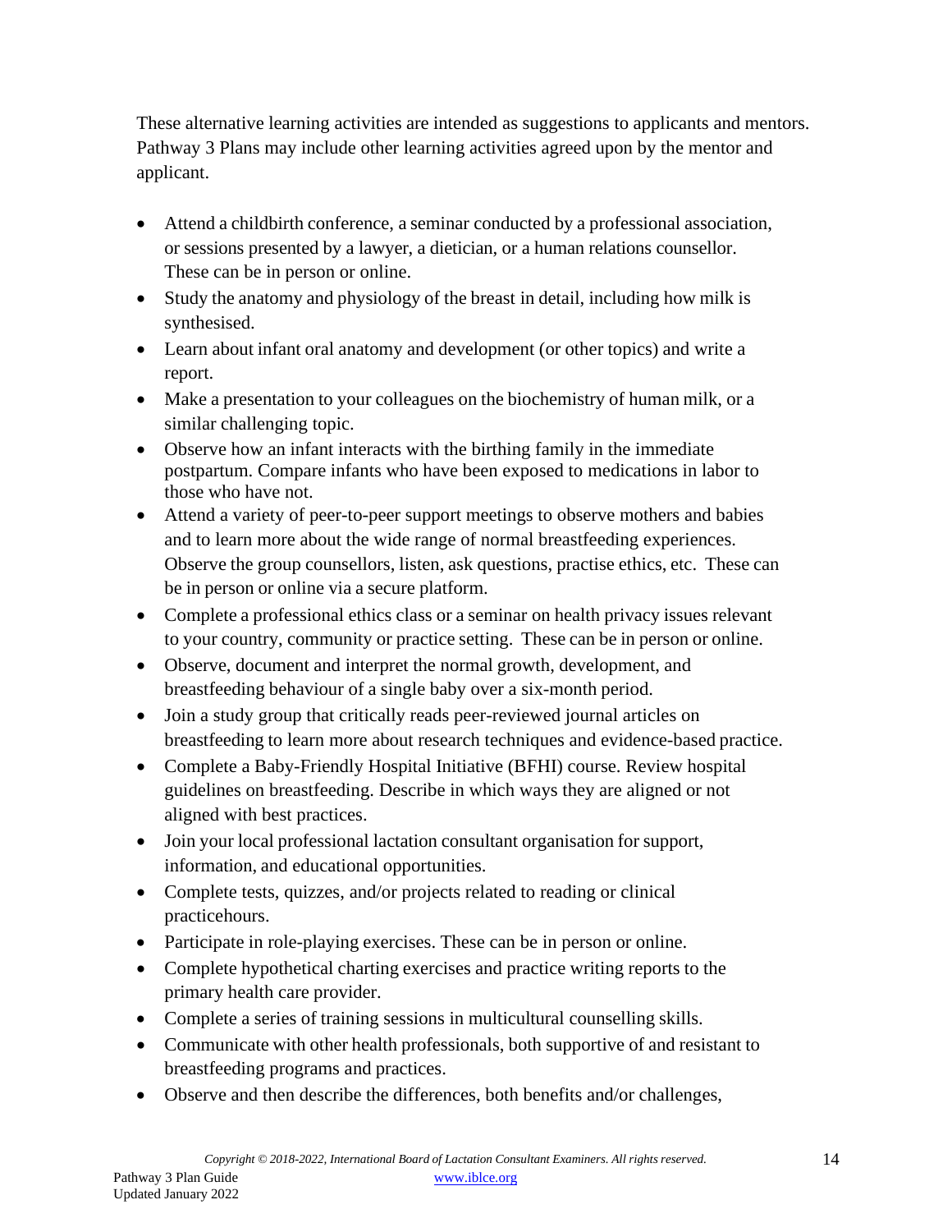These alternative learning activities are intended as suggestions to applicants and mentors. Pathway 3 Plans may include other learning activities agreed upon by the mentor and applicant.

- Attend a childbirth conference, a seminar conducted by a professional association, or sessions presented by a lawyer, a dietician, or a human relations counsellor. These can be in person or online.
- Study the anatomy and physiology of the breast in detail, including how milk is synthesised.
- Learn about infant oral anatomy and development (or other topics) and write a report.
- Make a presentation to your colleagues on the biochemistry of human milk, or a similar challenging topic.
- Observe how an infant interacts with the birthing family in the immediate postpartum. Compare infants who have been exposed to medications in labor to those who have not.
- Attend a variety of peer-to-peer support meetings to observe mothers and babies and to learn more about the wide range of normal breastfeeding experiences. Observe the group counsellors, listen, ask questions, practise ethics, etc. These can be in person or online via a secure platform.
- Complete a professional ethics class or a seminar on health privacy issues relevant to your country, community or practice setting. These can be in person or online.
- Observe, document and interpret the normal growth, development, and breastfeeding behaviour of a single baby over a six-month period.
- Join a study group that critically reads peer-reviewed journal articles on breastfeeding to learn more about research techniques and evidence-based practice.
- Complete a Baby-Friendly Hospital Initiative (BFHI) course. Review hospital guidelines on breastfeeding. Describe in which ways they are aligned or not aligned with best practices.
- Join your local professional lactation consultant organisation for support, information, and educational opportunities.
- Complete tests, quizzes, and/or projects related to reading or clinical practicehours.
- Participate in role-playing exercises. These can be in person or online.
- Complete hypothetical charting exercises and practice writing reports to the primary health care provider.
- Complete a series of training sessions in multicultural counselling skills.
- Communicate with other health professionals, both supportive of and resistant to breastfeeding programs and practices.
- Observe and then describe the differences, both benefits and/or challenges,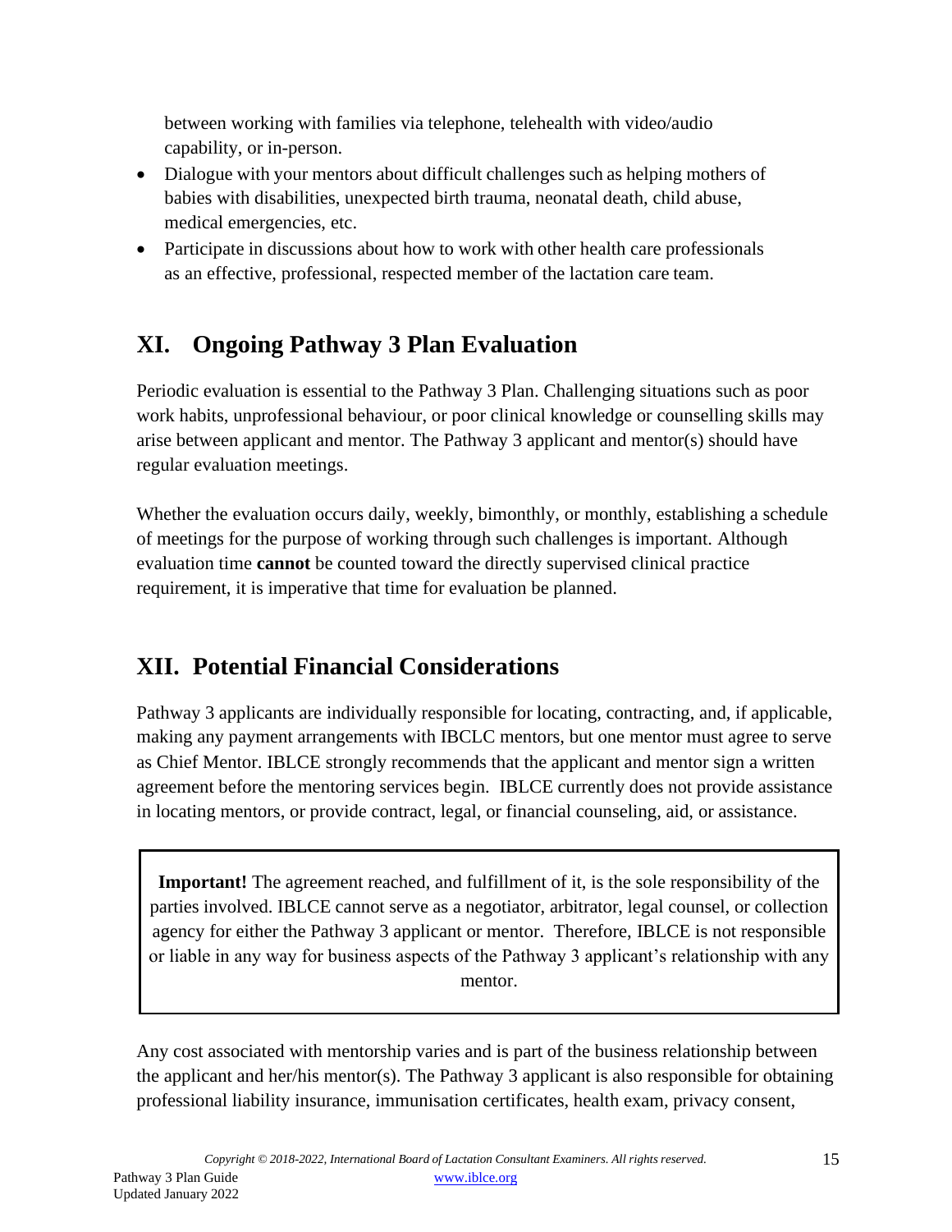between working with families via telephone, telehealth with video/audio capability, or in-person.

- Dialogue with your mentors about difficult challenges such as helping mothers of babies with disabilities, unexpected birth trauma, neonatal death, child abuse, medical emergencies, etc.
- Participate in discussions about how to work with other health care professionals as an effective, professional, respected member of the lactation care team.

## XI. Ongoing Pathway 3 Plan Evaluation

Periodic evaluation is essential to the Pathway 3 Plan. Challenging situations such as poor work habits, unprofessional behaviour, or poor clinical knowledge or counselling skills may arise between applicant and mentor. The Pathway 3 applicant and mentor(s) should have regular evaluation meetings.

Whether the evaluation occurs daily, weekly, bimonthly, or monthly, establishing a schedule of meetings for the purpose of working through such challenges is important. Although evaluation time **cannot** be counted toward the directly supervised clinical practice requirement, it is imperative that time for evaluation be planned.

## XII. Potential Financial Considerations

Pathway 3 applicants are individually responsible for locating, contracting, and, if applicable, making any payment arrangements with IBCLC mentors, but one mentor must agree to serve as Chief Mentor. IBLCE strongly recommends that the applicant and mentor sign a written agreement before the mentoring services begin. IBLCE currently does not provide assistance in locating mentors, or provide contract, legal, or financial counseling, aid, or assistance.

> **Important!** The agreement reached, and fulfillment of it, is the sole responsibility of the parties involved. IBLCE cannot serve as a negotiator, arbitrator, legal counsel, or collection agency for either the Pathway 3 applicant or mentor. Therefore, IBLCE is not responsible or liable in any way for business aspects of the Pathway 3 applicant's relationship with any mentor.

Any cost associated with mentorship varies and is part of the business relationship between the applicant and her/his mentor(s). The Pathway 3 applicant is also responsible for obtaining professional liability insurance, immunisation certificates, health exam, privacy consent,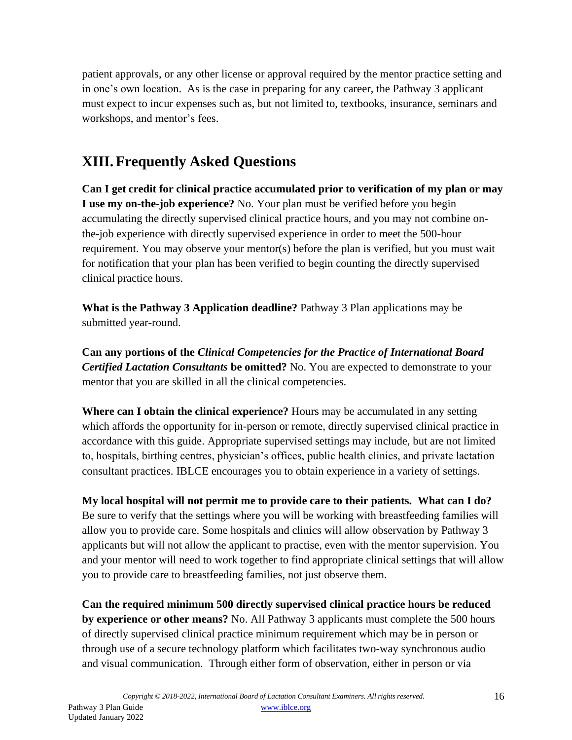patient approvals, or any other license or approval required by the mentor practice setting and in one's own location. As is the case in preparing for any career, the Pathway 3 applicant must expect to incur expenses such as, but not limited to, textbooks, insurance, seminars and workshops, and mentor's fees.

## XIII. Frequently Asked Questions

**Can I get credit for clinical practice accumulated prior to verification of my plan or may I use my on-the-job experience?** No. Your plan must be verified before you begin accumulating the directly supervised clinical practice hours, and you may not combine on-the-job experience with directly supervised experience in order to meet the 500-hour requirement. You may observe your mentor(s) before the plan is verified, but you must wait for notification that your plan has been verified to begin counting the directly supervised clinical practice hours.

**What is the Pathway 3 Application deadline?** Pathway 3 Plan applications may be submitted year-round.

**Can any portions of the *Clinical Competencies for the Practice of International Board Certified Lactation Consultants* be omitted?** No. You are expected to demonstrate to your mentor that you are skilled in all the clinical competencies.

**Where can I obtain the clinical experience?** Hours may be accumulated in any setting which affords the opportunity for in-person or remote, directly supervised clinical practice in accordance with this guide. Appropriate supervised settings may include, but are not limited to, hospitals, birthing centres, physician's offices, public health clinics, and private lactation consultant practices. IBLCE encourages you to obtain experience in a variety of settings.

**My local hospital will not permit me to provide care to their patients. What can I do?** Be sure to verify that the settings where you will be working with breastfeeding families will allow you to provide care. Some hospitals and clinics will allow observation by Pathway 3 applicants but will not allow the applicant to practise, even with the mentor supervision. You and your mentor will need to work together to find appropriate clinical settings that will allow you to provide care to breastfeeding families, not just observe them.

**Can the required minimum 500 directly supervised clinical practice hours be reduced by experience or other means?** No. All Pathway 3 applicants must complete the 500 hours of directly supervised clinical practice minimum requirement which may be in person or through use of a secure technology platform which facilitates two-way synchronous audio and visual communication. Through either form of observation, either in person or via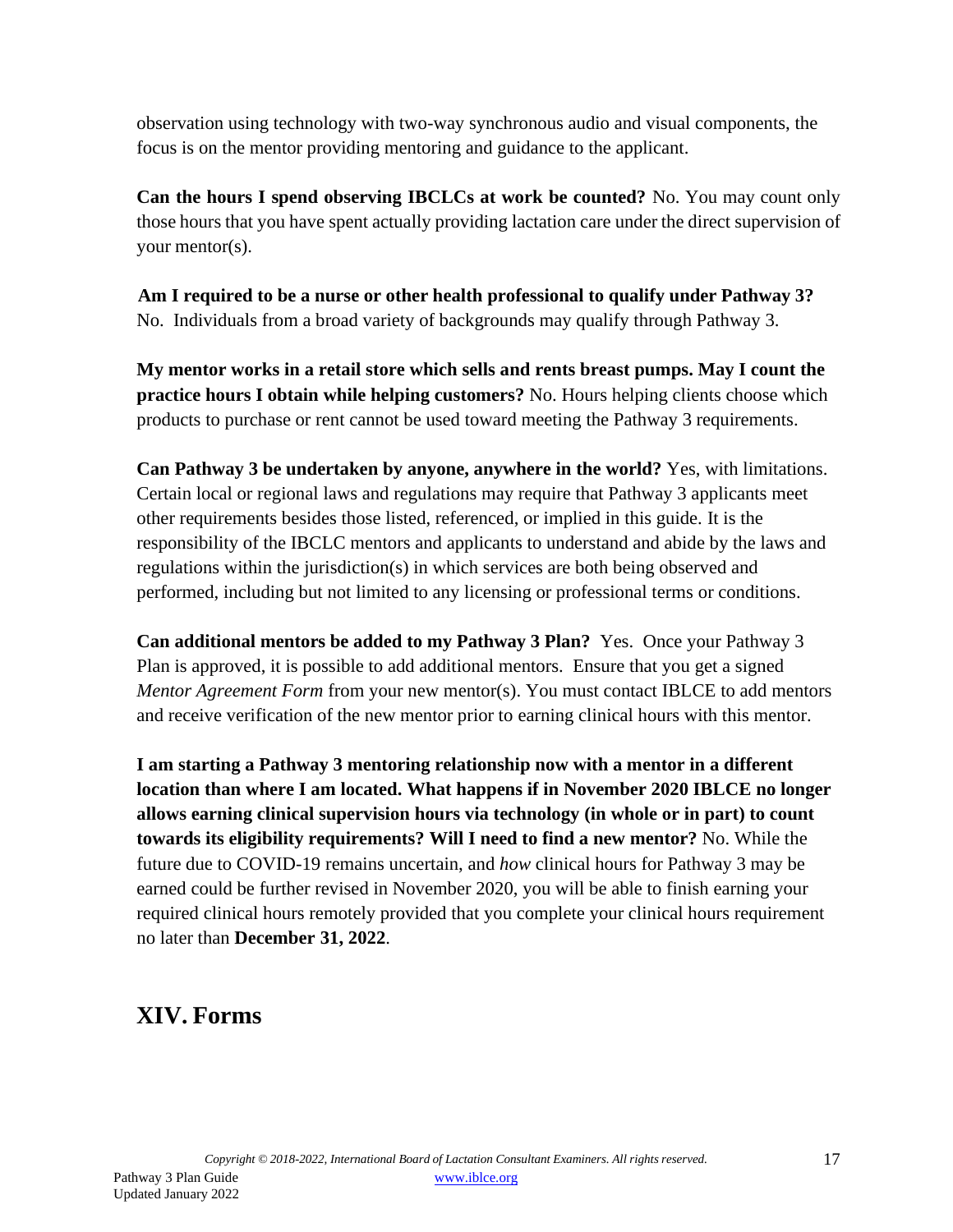observation using technology with two-way synchronous audio and visual components, the focus is on the mentor providing mentoring and guidance to the applicant.

**Can the hours I spend observing IBCLCs at work be counted?** No. You may count only those hours that you have spent actually providing lactation care under the direct supervision of your mentor(s).

**Am I required to be a nurse or other health professional to qualify under Pathway 3?** No. Individuals from a broad variety of backgrounds may qualify through Pathway 3.

**My mentor works in a retail store which sells and rents breast pumps. May I count the practice hours I obtain while helping customers?** No. Hours helping clients choose which products to purchase or rent cannot be used toward meeting the Pathway 3 requirements.

**Can Pathway 3 be undertaken by anyone, anywhere in the world?** Yes, with limitations. Certain local or regional laws and regulations may require that Pathway 3 applicants meet other requirements besides those listed, referenced, or implied in this guide. It is the responsibility of the IBCLC mentors and applicants to understand and abide by the laws and regulations within the jurisdiction(s) in which services are both being observed and performed, including but not limited to any licensing or professional terms or conditions.

**Can additional mentors be added to my Pathway 3 Plan?** Yes. Once your Pathway 3 Plan is approved, it is possible to add additional mentors. Ensure that you get a signed *Mentor Agreement Form* from your new mentor(s). You must contact IBLCE to add mentors and receive verification of the new mentor prior to earning clinical hours with this mentor.

**I am starting a Pathway 3 mentoring relationship now with a mentor in a different location than where I am located. What happens if in November 2020 IBLCE no longer allows earning clinical supervision hours via technology (in whole or in part) to count towards its eligibility requirements? Will I need to find a new mentor?** No. While the future due to COVID-19 remains uncertain, and *how* clinical hours for Pathway 3 may be earned could be further revised in November 2020, you will be able to finish earning your required clinical hours remotely provided that you complete your clinical hours requirement no later than **December 31, 2022**.

# XIV. Forms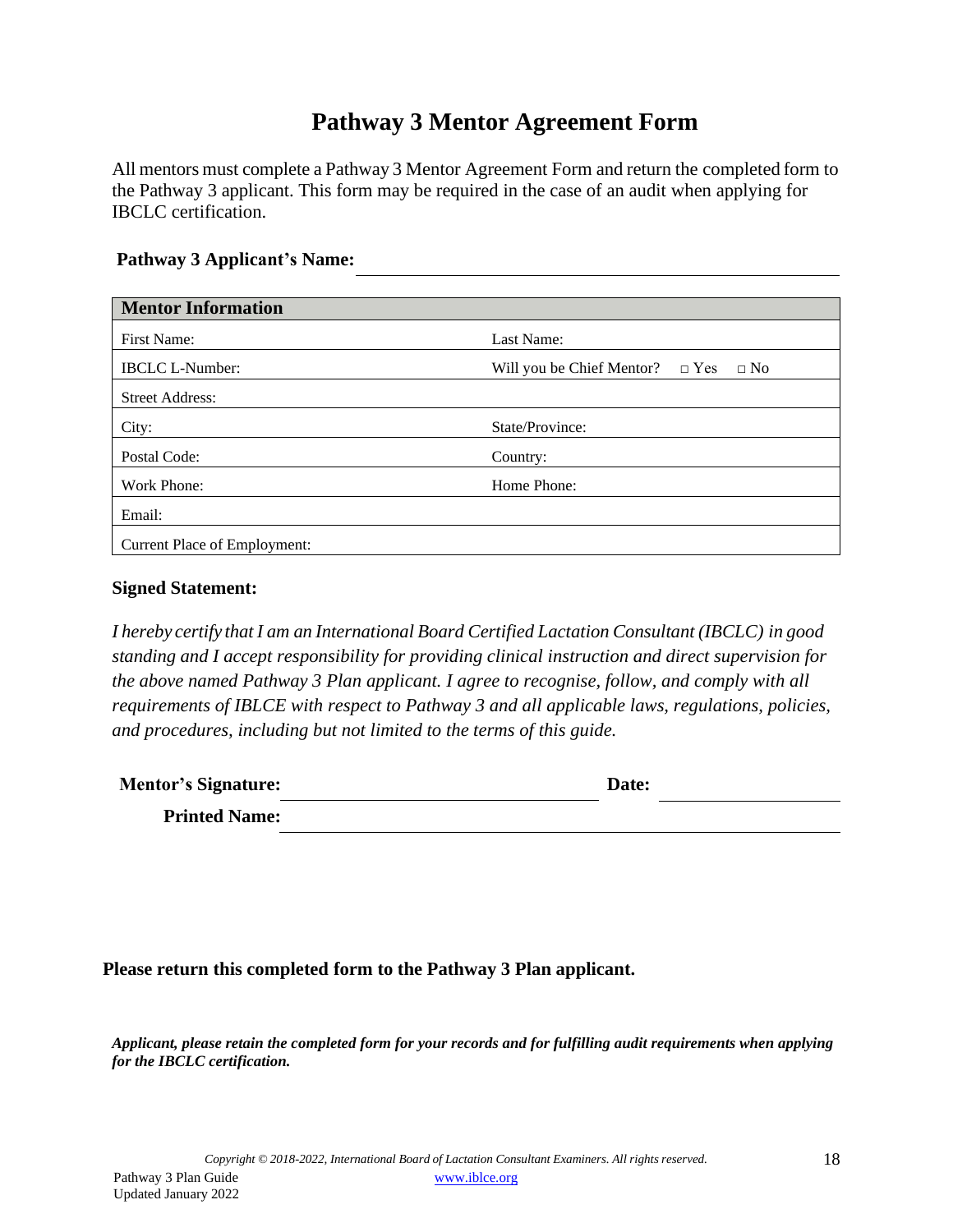# Pathway 3 Mentor Agreement Form

All mentors must complete a Pathway 3 Mentor Agreement Form and return the completed form to the Pathway 3 applicant. This form may be required in the case of an audit when applying for IBCLC certification.

**Pathway 3 Applicant's Name:** ______________________________

| **Mentor Information** | |
|---|---|
| First Name: | Last Name: |
| IBCLC L-Number: | Will you be Chief Mentor? □ Yes □ No |
| Street Address: | |
| City: | State/Province: |
| Postal Code: | Country: |
| Work Phone: | Home Phone: |
| Email: | |
| Current Place of Employment: | |

**Signed Statement:**

*I hereby certify that I am an International Board Certified Lactation Consultant (IBCLC) in good standing and I accept responsibility for providing clinical instruction and direct supervision for the above named Pathway 3 Plan applicant. I agree to recognise, follow, and comply with all requirements of IBLCE with respect to Pathway 3 and all applicable laws, regulations, policies, and procedures, including but not limited to the terms of this guide.*

**Mentor's Signature:** ______________________________ **Date:** ______________

**Printed Name:** ______________________________

**Please return this completed form to the Pathway 3 Plan applicant.**

***Applicant, please retain the completed form for your records and for fulfilling audit requirements when applying for the IBCLC certification.***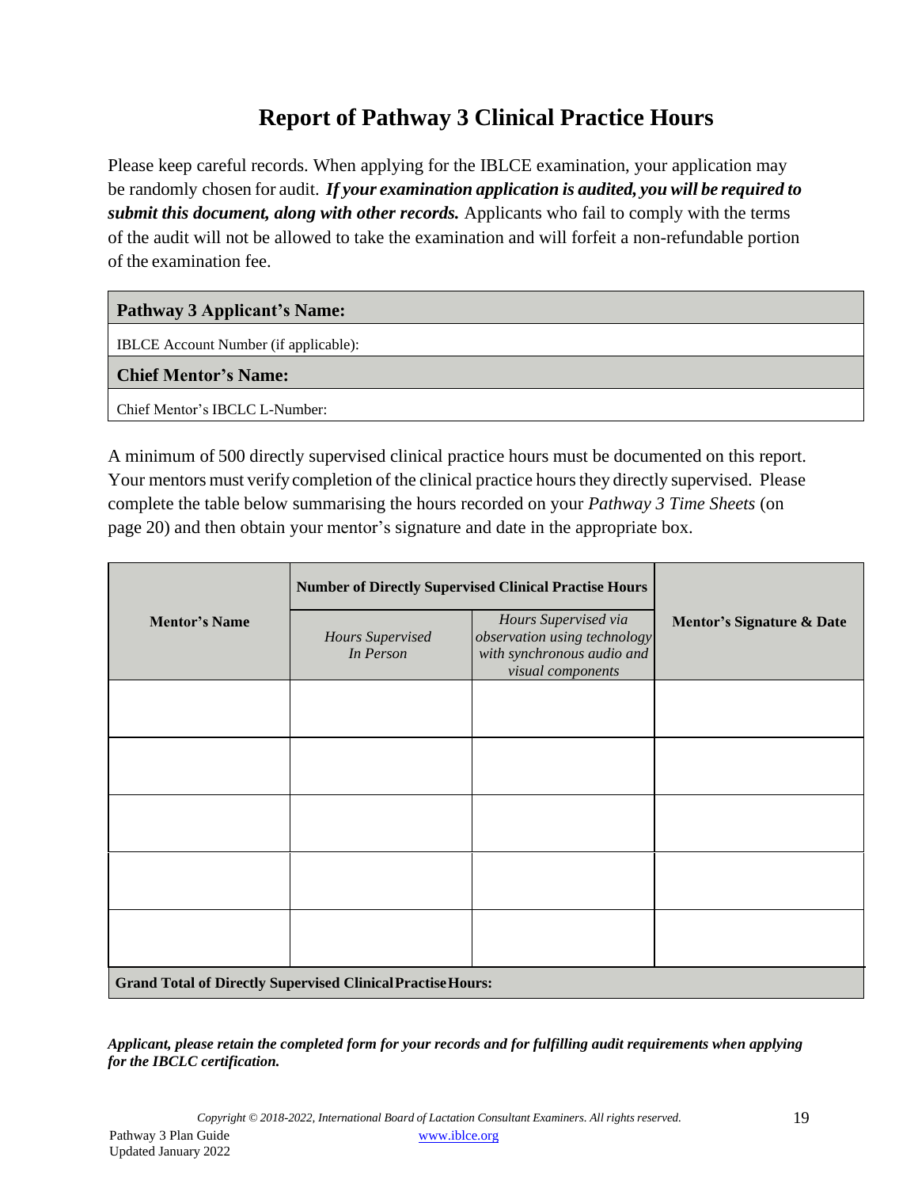# Report of Pathway 3 Clinical Practice Hours

Please keep careful records. When applying for the IBLCE examination, your application may be randomly chosen for audit. ***If your examination application is audited, you will be required to submit this document, along with other records.*** Applicants who fail to comply with the terms of the audit will not be allowed to take the examination and will forfeit a non-refundable portion of the examination fee.

| **Pathway 3 Applicant's Name:** |
|---|
| IBLCE Account Number (if applicable): |
| **Chief Mentor's Name:** |
| Chief Mentor's IBCLC L-Number: |

A minimum of 500 directly supervised clinical practice hours must be documented on this report. Your mentors must verify completion of the clinical practice hours they directly supervised. Please complete the table below summarising the hours recorded on your *Pathway 3 Time Sheets* (on page 20) and then obtain your mentor's signature and date in the appropriate box.

| **Mentor's Name** | **Number of Directly Supervised Clinical Practise Hours** | | **Mentor's Signature & Date** |
|---|---|---|---|
| | *Hours Supervised In Person* | *Hours Supervised via observation using technology with synchronous audio and visual components* | |
| | | | |
| | | | |
| | | | |
| | | | |
| | | | |
| **Grand Total of Directly Supervised Clinical Practise Hours:** | | | |

***Applicant, please retain the completed form for your records and for fulfilling audit requirements when applying for the IBCLC certification.***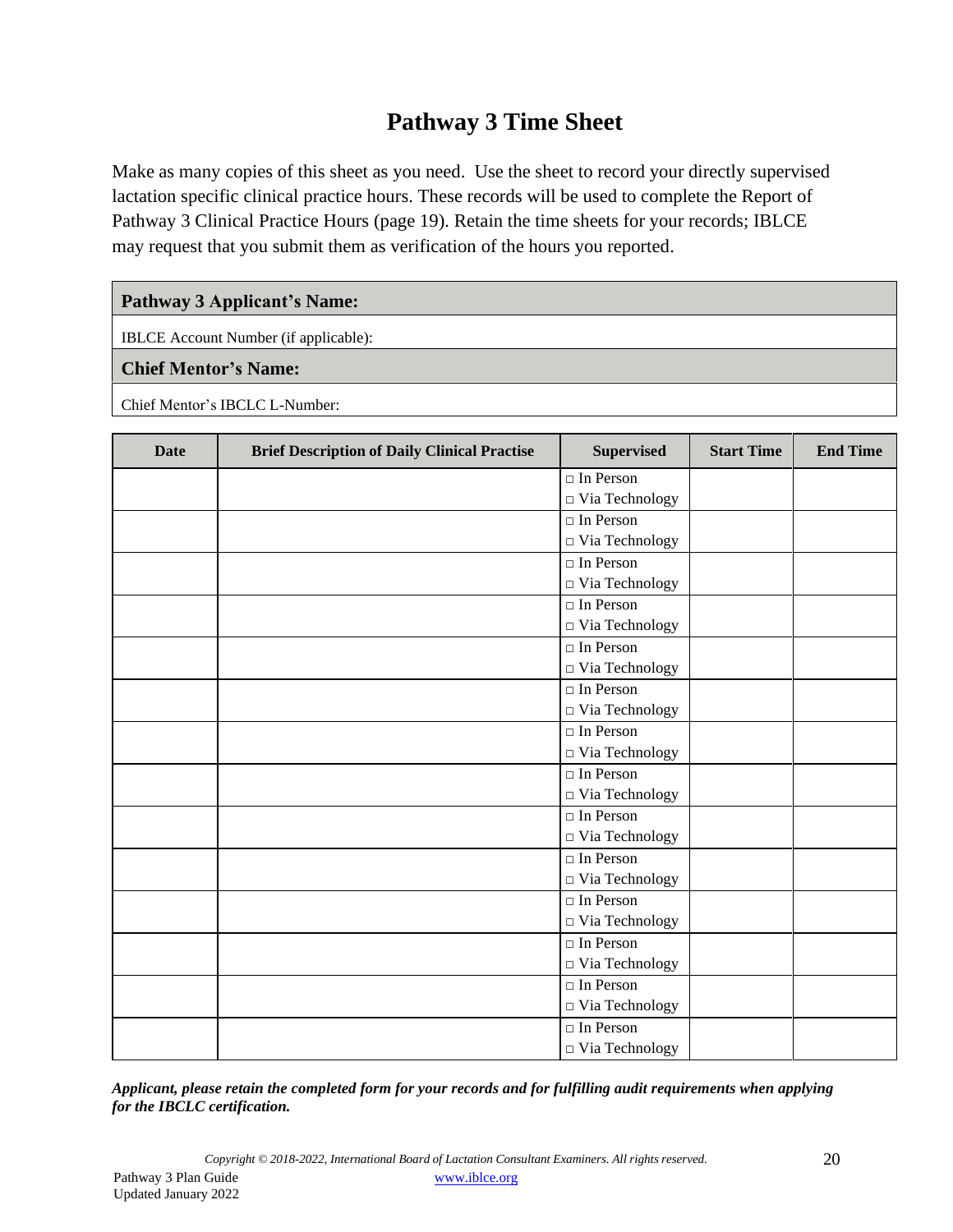# Pathway 3 Time Sheet

Make as many copies of this sheet as you need. Use the sheet to record your directly supervised lactation specific clinical practice hours. These records will be used to complete the Report of Pathway 3 Clinical Practice Hours (page 19). Retain the time sheets for your records; IBLCE may request that you submit them as verification of the hours you reported.

| **Pathway 3 Applicant's Name:** |
|---|
| IBLCE Account Number (if applicable): |
| **Chief Mentor's Name:** |
| Chief Mentor's IBCLC L-Number: |

| Date | Brief Description of Daily Clinical Practise | Supervised | Start Time | End Time |
|---|---|---|---|---|
| | | □ In Person<br>□ Via Technology | | |
| | | □ In Person<br>□ Via Technology | | |
| | | □ In Person<br>□ Via Technology | | |
| | | □ In Person<br>□ Via Technology | | |
| | | □ In Person<br>□ Via Technology | | |
| | | □ In Person<br>□ Via Technology | | |
| | | □ In Person<br>□ Via Technology | | |
| | | □ In Person<br>□ Via Technology | | |
| | | □ In Person<br>□ Via Technology | | |
| | | □ In Person<br>□ Via Technology | | |
| | | □ In Person<br>□ Via Technology | | |
| | | □ In Person<br>□ Via Technology | | |
| | | □ In Person<br>□ Via Technology | | |
| | | □ In Person<br>□ Via Technology | | |

***Applicant, please retain the completed form for your records and for fulfilling audit requirements when applying for the IBCLC certification.***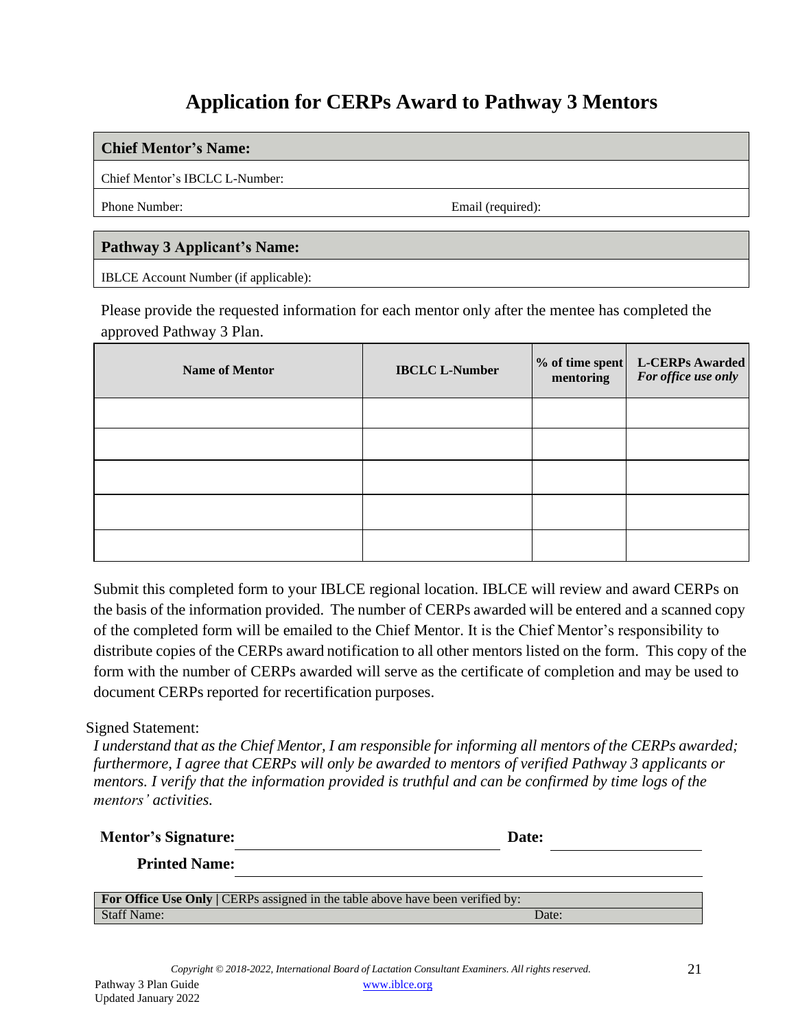# Application for CERPs Award to Pathway 3 Mentors

| **Chief Mentor's Name:** | |
|---|---|
| Chief Mentor's IBCLC L-Number: | |
| Phone Number: | Email (required): |

| **Pathway 3 Applicant's Name:** |
|---|
| IBCLE Account Number (if applicable): |

Please provide the requested information for each mentor only after the mentee has completed the approved Pathway 3 Plan.

| Name of Mentor | IBCLC L-Number | % of time spent mentoring | L-CERPs Awarded *For office use only* |
|---|---|---|---|
| | | | |
| | | | |
| | | | |
| | | | |
| | | | |

Submit this completed form to your IBLCE regional location. IBLCE will review and award CERPs on the basis of the information provided. The number of CERPs awarded will be entered and a scanned copy of the completed form will be emailed to the Chief Mentor. It is the Chief Mentor's responsibility to distribute copies of the CERPs award notification to all other mentors listed on the form. This copy of the form with the number of CERPs awarded will serve as the certificate of completion and may be used to document CERPs reported for recertification purposes.

Signed Statement:

*I understand that as the Chief Mentor, I am responsible for informing all mentors of the CERPs awarded; furthermore, I agree that CERPs will only be awarded to mentors of verified Pathway 3 applicants or mentors. I verify that the information provided is truthful and can be confirmed by time logs of the mentors' activities.*

**Mentor's Signature:** ______________________ **Date:** ____________

**Printed Name:** ______________________

| **For Office Use Only** \| CERPs assigned in the table above have been verified by: | |
|---|---|
| Staff Name: | Date: |

*Copyright © 2018-2022, International Board of Lactation Consultant Examiners. All rights reserved.*

Pathway 3 Plan Guide
Updated January 2022

www.iblce.org